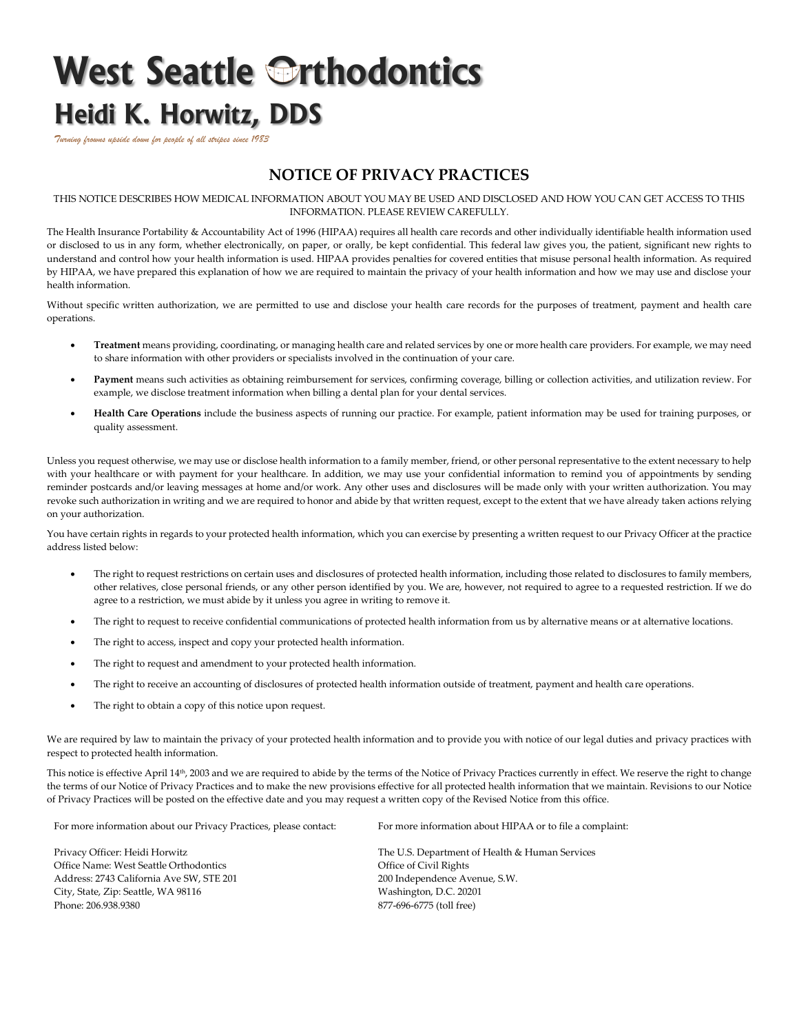# West Seattle Orthodontics

## Heidi K. Horwitz, DDS

*Turning frowns upside down for people of all stripes since 1983*

## NOTICE OF PRIVACY PRACTICES

THIS NOTICE DESCRIBES HOW MEDICAL INFORMATION ABOUT YOU MAY BE USED AND DISCLOSED AND HOW YOU CAN GET ACCESS TO THIS INFORMATION. PLEASE REVIEW CAREFULLY.

The Health Insurance Portability & Accountability Act of 1996 (HIPAA) requires all health care records and other individually identifiable health information used or disclosed to us in any form, whether electronically, on paper, or orally, be kept confidential. This federal law gives you, the patient, significant new rights to understand and control how your health information is used. HIPAA provides penalties for covered entities that misuse personal health information. As required by HIPAA, we have prepared this explanation of how we are required to maintain the privacy of your health information and how we may use and disclose your health information.

Without specific written authorization, we are permitted to use and disclose your health care records for the purposes of treatment, payment and health care operations.

- **Treatment** means providing, coordinating, or managing health care and related services by one or more health care providers. For example, we may need to share information with other providers or specialists involved in the continuation of your care.
- **Payment** means such activities as obtaining reimbursement for services, confirming coverage, billing or collection activities, and utilization review. For example, we disclose treatment information when billing a dental plan for your dental services.
- **Health Care Operations** include the business aspects of running our practice. For example, patient information may be used for training purposes, or quality assessment.

Unless you request otherwise, we may use or disclose health information to a family member, friend, or other personal representative to the extent necessary to help with your healthcare or with payment for your healthcare. In addition, we may use your confidential information to remind you of appointments by sending reminder postcards and/or leaving messages at home and/or work. Any other uses and disclosures will be made only with your written authorization. You may revoke such authorization in writing and we are required to honor and abide by that written request, except to the extent that we have already taken actions relying on your authorization.

You have certain rights in regards to your protected health information, which you can exercise by presenting a written request to our Privacy Officer at the practice address listed below:

- The right to request restrictions on certain uses and disclosures of protected health information, including those related to disclosures to family members, other relatives, close personal friends, or any other person identified by you. We are, however, not required to agree to a requested restriction. If we do agree to a restriction, we must abide by it unless you agree in writing to remove it.
- The right to request to receive confidential communications of protected health information from us by alternative means or at alternative locations.
- The right to access, inspect and copy your protected health information.
- The right to request and amendment to your protected health information.
- The right to receive an accounting of disclosures of protected health information outside of treatment, payment and health care operations.
- The right to obtain a copy of this notice upon request.

We are required by law to maintain the privacy of your protected health information and to provide you with notice of our legal duties and privacy practices with respect to protected health information.

This notice is effective April 14th, 2003 and we are required to abide by the terms of the Notice of Privacy Practices currently in effect. We reserve the right to change the terms of our Notice of Privacy Practices and to make the new provisions effective for all protected health information that we maintain. Revisions to our Notice of Privacy Practices will be posted on the effective date and you may request a written copy of the Revised Notice from this office.

For more information about our Privacy Practices, please contact:

Privacy Officer: Heidi Horwitz
Office Name: West Seattle Orthodontics
Address: 2743 California Ave SW, STE 201
City, State, Zip: Seattle, WA 98116
Phone: 206.938.9380

For more information about HIPAA or to file a complaint:

The U.S. Department of Health & Human Services
Office of Civil Rights
200 Independence Avenue, S.W.
Washington, D.C. 20201
877-696-6775 (toll free)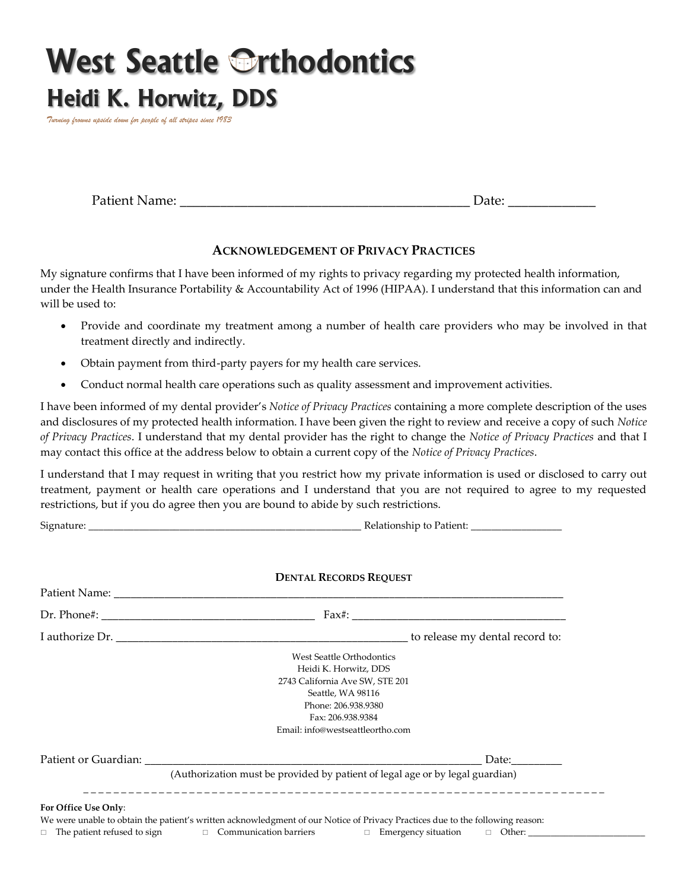# West Seattle Orthodontics

## Heidi K. Horwitz, DDS

*Turning frowns upside down for people of all stripes since 1983*

Patient Name: _____________________________________________ Date: _____________

### ACKNOWLEDGEMENT OF PRIVACY PRACTICES

My signature confirms that I have been informed of my rights to privacy regarding my protected health information, under the Health Insurance Portability & Accountability Act of 1996 (HIPAA). I understand that this information can and will be used to:

- Provide and coordinate my treatment among a number of health care providers who may be involved in that treatment directly and indirectly.
- Obtain payment from third-party payers for my health care services.
- Conduct normal health care operations such as quality assessment and improvement activities.

I have been informed of my dental provider's *Notice of Privacy Practices* containing a more complete description of the uses and disclosures of my protected health information. I have been given the right to review and receive a copy of such *Notice of Privacy Practices*. I understand that my dental provider has the right to change the *Notice of Privacy Practices* and that I may contact this office at the address below to obtain a current copy of the *Notice of Privacy Practices*.

I understand that I may request in writing that you restrict how my private information is used or disclosed to carry out treatment, payment or health care operations and I understand that you are not required to agree to my requested restrictions, but if you do agree then you are bound to abide by such restrictions.

Signature: ____________________________________________________ Relationship to Patient: _________________

### DENTAL RECORDS REQUEST

Patient Name: ____________________________________________________________________________

Dr. Phone#: ____________________________________ Fax#: ____________________________________

I authorize Dr. ____________________________________________________ to release my dental record to:

West Seattle Orthodontics
Heidi K. Horwitz, DDS
2743 California Ave SW, STE 201
Seattle, WA 98116
Phone: 206.938.9380
Fax: 206.938.9384
Email: info@westseattleortho.com

Patient or Guardian: __________________________________________________________ Date:_________

(Authorization must be provided by patient of legal age or by legal guardian)

---

**For Office Use Only**:

We were unable to obtain the patient's written acknowledgment of our Notice of Privacy Practices due to the following reason:

□ The patient refused to sign □ Communication barriers □ Emergency situation □ Other: ________________________